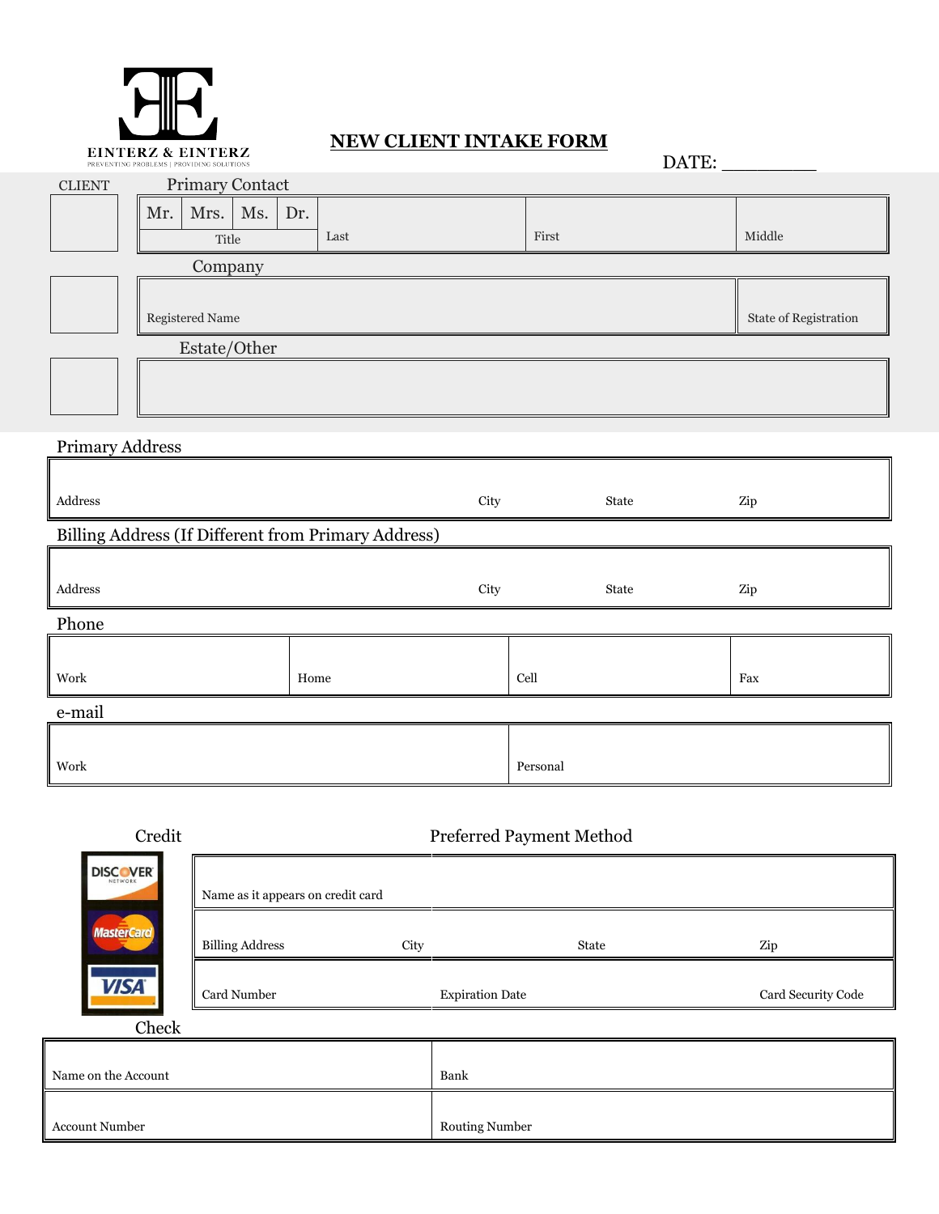EINTERZ & EINTERZ
PREVENTING PROBLEMS | PROVIDING SOLUTIONS

# NEW CLIENT INTAKE FORM

DATE: _________

CLIENT

**Primary Contact**

| Mr. | Mrs. | Ms. | Dr. | | | |
|---|---|---|---|---|---|---|
| Title | | | | Last | First | Middle |

**Company**

| Registered Name | State of Registration |
|---|---|
| | |

**Estate/Other**

| |
|---|
| |

## Primary Address

| Address | City | State | Zip |
|---|---|---|---|
| | | | |

## Billing Address (If Different from Primary Address)

| Address | City | State | Zip |
|---|---|---|---|
| | | | |

## Phone

| Work | Home | Cell | Fax |
|---|---|---|---|
| | | | |

## e-mail

| Work | Personal |
|---|---|
| | |

## Preferred Payment Method

### Credit

DISCOVER NETWORK | MasterCard | VISA

| Name as it appears on credit card | | | |
|---|---|---|---|
| Billing Address | City | State | Zip |
| Card Number | Expiration Date | | Card Security Code |

### Check

| Name on the Account | Bank |
|---|---|
| Account Number | Routing Number |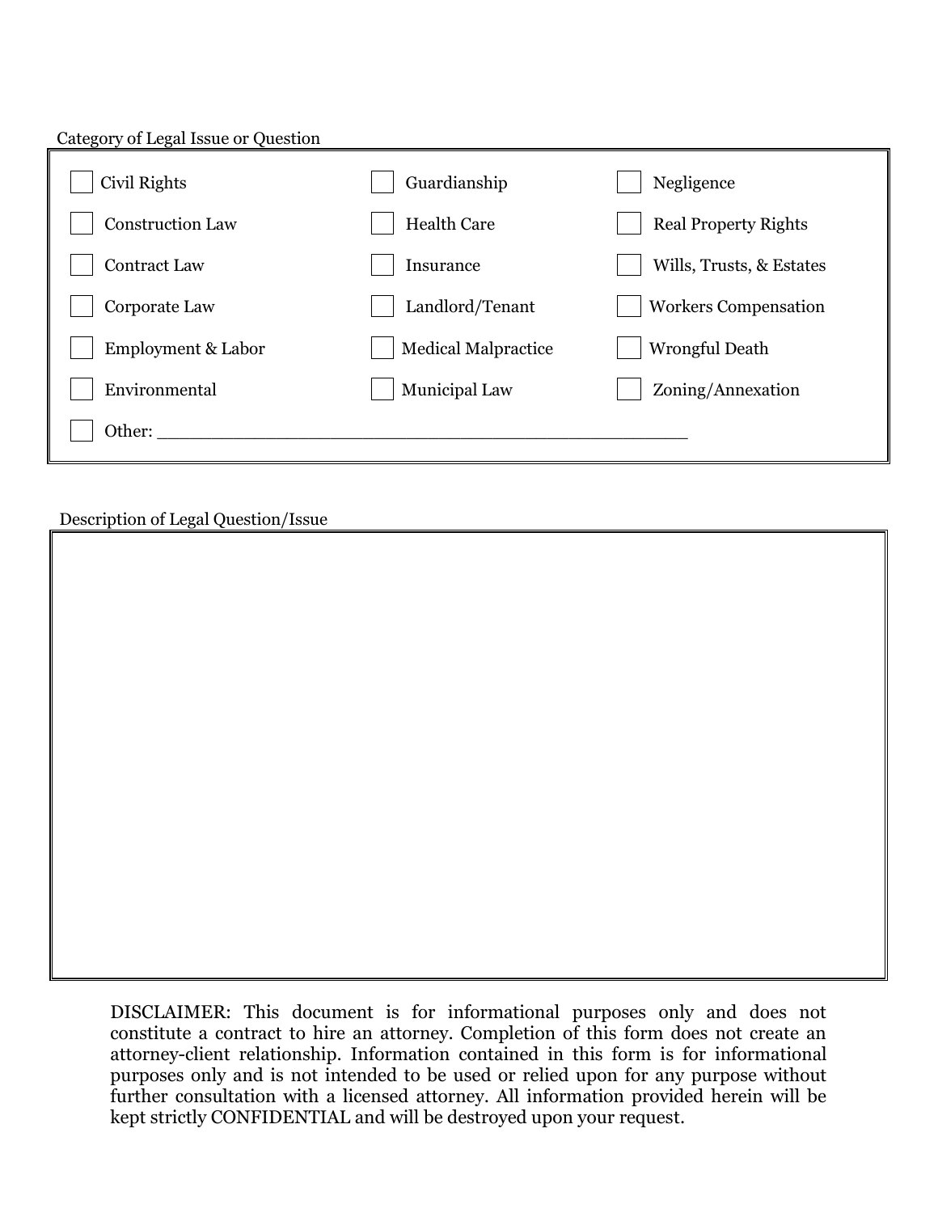Category of Legal Issue or Question

- [ ] Civil Rights
- [ ] Construction Law
- [ ] Contract Law
- [ ] Corporate Law
- [ ] Employment & Labor
- [ ] Environmental
- [ ] Guardianship
- [ ] Health Care
- [ ] Insurance
- [ ] Landlord/Tenant
- [ ] Medical Malpractice
- [ ] Municipal Law
- [ ] Negligence
- [ ] Real Property Rights
- [ ] Wills, Trusts, & Estates
- [ ] Workers Compensation
- [ ] Wrongful Death
- [ ] Zoning/Annexation
- [ ] Other: ___________________________________________

Description of Legal Question/Issue

DISCLAIMER: This document is for informational purposes only and does not constitute a contract to hire an attorney. Completion of this form does not create an attorney-client relationship. Information contained in this form is for informational purposes only and is not intended to be used or relied upon for any purpose without further consultation with a licensed attorney. All information provided herein will be kept strictly CONFIDENTIAL and will be destroyed upon your request.